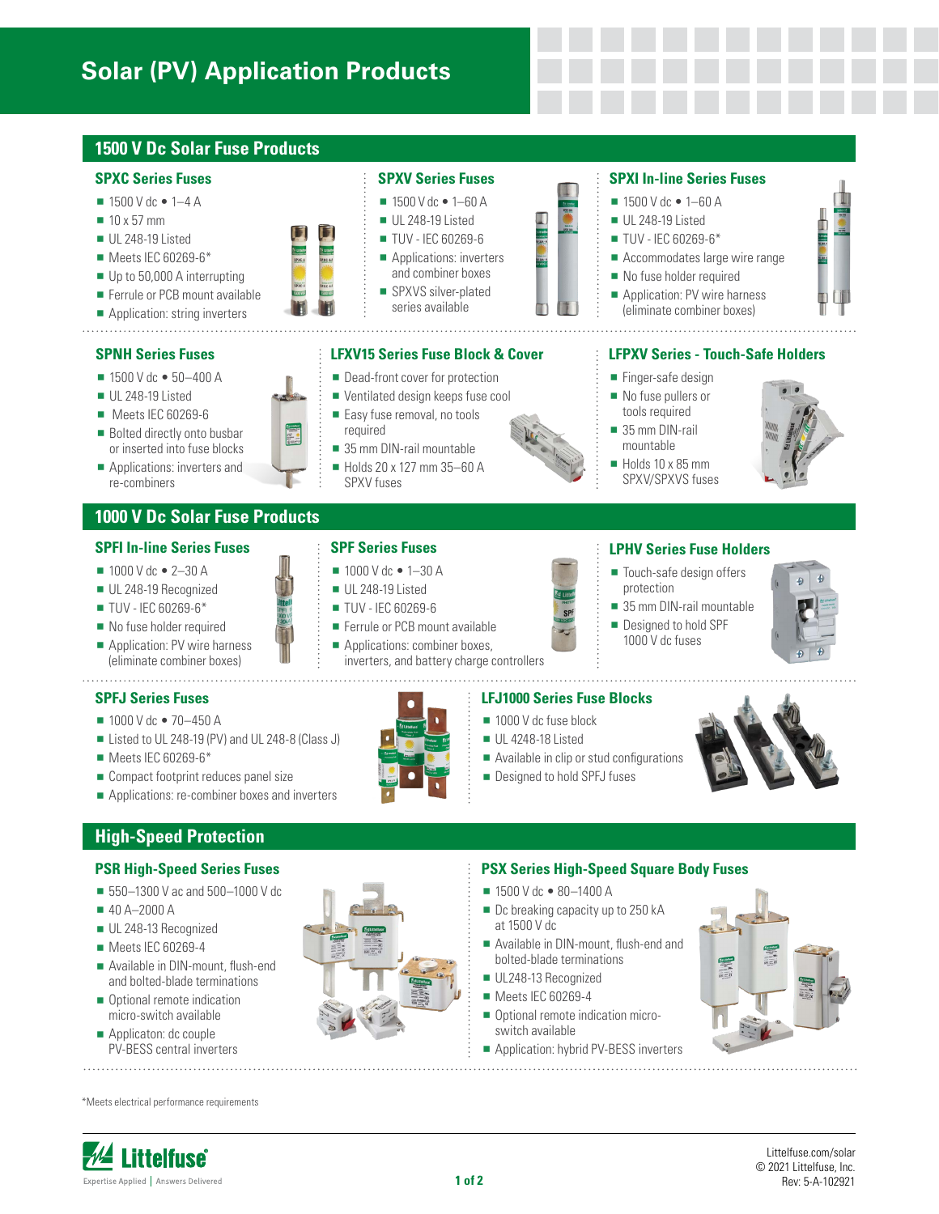# Solar (PV) Application Products

## 1500 V Dc Solar Fuse Products

### SPXC Series Fuses

- 1500 V dc • 1–4 A
- 10 x 57 mm
- UL 248-19 Listed
- Meets IEC 60269-6*
- Up to 50,000 A interrupting
- Ferrule or PCB mount available
- Application: string inverters

### SPXV Series Fuses

- 1500 V dc • 1–60 A
- UL 248-19 Listed
- TUV - IEC 60269-6
- Applications: inverters and combiner boxes
- SPXVS silver-plated series available

### SPXI In-line Series Fuses

- 1500 V dc • 1–60 A
- UL 248-19 Listed
- TUV - IEC 60269-6*
- Accommodates large wire range
- No fuse holder required
- Application: PV wire harness (eliminate combiner boxes)

### SPNH Series Fuses

- 1500 V dc • 50–400 A
- UL 248-19 Listed
- Meets IEC 60269-6
- Bolted directly onto busbar or inserted into fuse blocks
- Applications: inverters and re-combiners

### LFXV15 Series Fuse Block & Cover

- Dead-front cover for protection
- Ventilated design keeps fuse cool
- Easy fuse removal, no tools required
- 35 mm DIN-rail mountable
- Holds 20 x 127 mm 35–60 A SPXV fuses

### LFPXV Series - Touch-Safe Holders

- Finger-safe design
- No fuse pullers or tools required
- 35 mm DIN-rail mountable
- Holds 10 x 85 mm SPXV/SPXVS fuses

## 1000 V Dc Solar Fuse Products

### SPFI In-line Series Fuses

- 1000 V dc • 2–30 A
- UL 248-19 Recognized
- TUV - IEC 60269-6*
- No fuse holder required
- Application: PV wire harness (eliminate combiner boxes)

### SPF Series Fuses

- 1000 V dc • 1–30 A
- UL 248-19 Listed
- TUV - IEC 60269-6
- Ferrule or PCB mount available
- Applications: combiner boxes, inverters, and battery charge controllers

### LPHV Series Fuse Holders

- Touch-safe design offers protection
- 35 mm DIN-rail mountable
- Designed to hold SPF 1000 V dc fuses

### SPFJ Series Fuses

- 1000 V dc • 70–450 A
- Listed to UL 248-19 (PV) and UL 248-8 (Class J)
- Meets IEC 60269-6*
- Compact footprint reduces panel size
- Applications: re-combiner boxes and inverters

### LFJ1000 Series Fuse Blocks

- 1000 V dc fuse block
- UL 4248-18 Listed
- Available in clip or stud configurations
- Designed to hold SPFJ fuses

## High-Speed Protection

### PSR High-Speed Series Fuses

- 550–1300 V ac and 500–1000 V dc
- 40 A–2000 A
- UL 248-13 Recognized
- Meets IEC 60269-4
- Available in DIN-mount, flush-end and bolted-blade terminations
- Optional remote indication micro-switch available
- Applicaton: dc couple PV-BESS central inverters

### PSX Series High-Speed Square Body Fuses

- 1500 V dc • 80–1400 A
- Dc breaking capacity up to 250 kA at 1500 V dc
- Available in DIN-mount, flush-end and bolted-blade terminations
- UL248-13 Recognized
- Meets IEC 60269-4
- Optional remote indication micro-switch available
- Application: hybrid PV-BESS inverters

*Meets electrical performance requirements

Littelfuse.com/solar
© 2021 Littelfuse, Inc.
Rev: 5-A-102921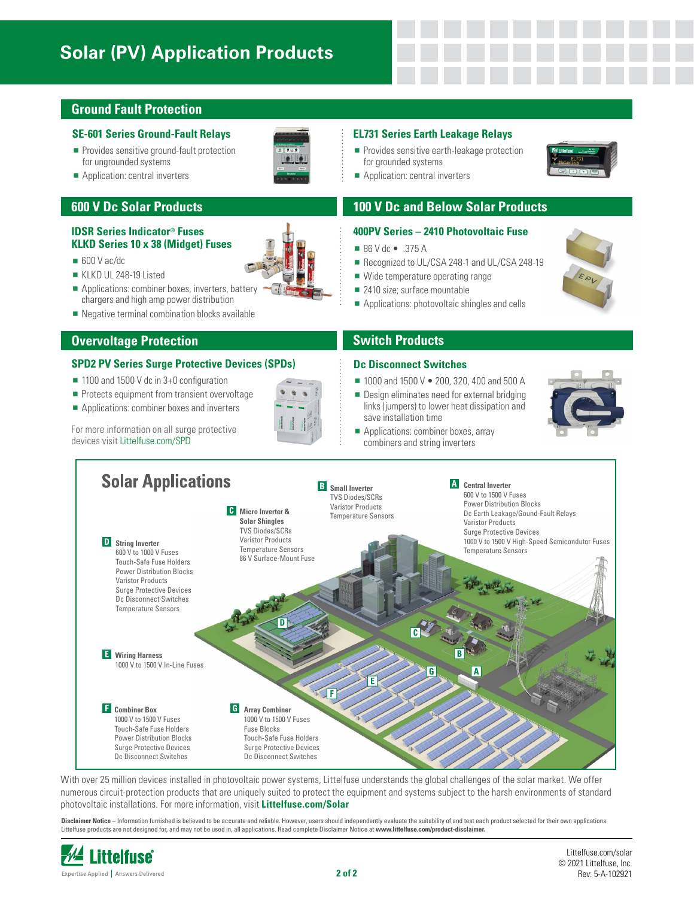# Solar (PV) Application Products

## Ground Fault Protection

### SE-601 Series Ground-Fault Relays

- Provides sensitive ground-fault protection for ungrounded systems
- Application: central inverters

### EL731 Series Earth Leakage Relays

- Provides sensitive earth-leakage protection for grounded systems
- Application: central inverters

## 600 V Dc Solar Products

### IDSR Series Indicator® Fuses
### KLKD Series 10 x 38 (Midget) Fuses

- 600 V ac/dc
- KLKD UL 248-19 Listed
- Applications: combiner boxes, inverters, battery chargers and high amp power distribution
- Negative terminal combination blocks available

## 100 V Dc and Below Solar Products

### 400PV Series – 2410 Photovoltaic Fuse

- 86 V dc • .375 A
- Recognized to UL/CSA 248-1 and UL/CSA 248-19
- Wide temperature operating range
- 2410 size; surface mountable
- Applications: photovoltaic shingles and cells

## Overvoltage Protection

### SPD2 PV Series Surge Protective Devices (SPDs)

- 1100 and 1500 V dc in 3+0 configuration
- Protects equipment from transient overvoltage
- Applications: combiner boxes and inverters

For more information on all surge protective devices visit Littelfuse.com/SPD

## Switch Products

### Dc Disconnect Switches

- 1000 and 1500 V • 200, 320, 400 and 500 A
- Design eliminates need for external bridging links (jumpers) to lower heat dissipation and save installation time
- Applications: combiner boxes, array combiners and string inverters

## Solar Applications

**A Central Inverter**
600 V to 1500 V Fuses
Power Distribution Blocks
Dc Earth Leakage/Gound-Fault Relays
Varistor Products
Surge Protective Devices
1000 V to 1500 V High-Speed Semicondutor Fuses
Temperature Sensors

**B Small Inverter**
TVS Diodes/SCRs
Varistor Products
Temperature Sensors

**C Micro Inverter & Solar Shingles**
TVS Diodes/SCRs
Varistor Products
Temperature Sensors
86 V Surface-Mount Fuse

**D String Inverter**
600 V to 1000 V Fuses
Touch-Safe Fuse Holders
Power Distribution Blocks
Varistor Products
Surge Protective Devices
Dc Disconnect Switches
Temperature Sensors

**E Wiring Harness**
1000 V to 1500 V In-Line Fuses

**F Combiner Box**
1000 V to 1500 V Fuses
Touch-Safe Fuse Holders
Power Distribution Blocks
Surge Protective Devices
Dc Disconnect Switches

**G Array Combiner**
1000 V to 1500 V Fuses
Fuse Blocks
Touch-Safe Fuse Holders
Surge Protective Devices
Dc Disconnect Switches

With over 25 million devices installed in photovoltaic power systems, Littelfuse understands the global challenges of the solar market. We offer numerous circuit-protection products that are uniquely suited to protect the equipment and systems subject to the harsh environments of standard photovoltaic installations. For more information, visit **Littelfuse.com/Solar**

**Disclaimer Notice** – Information furnished is believed to be accurate and reliable. However, users should independently evaluate the suitability of and test each product selected for their own applications. Littelfuse products are not designed for, and may not be used in, all applications. Read complete Disclaimer Notice at **www.littelfuse.com/product-disclaimer.**

Littelfuse®
Expertise Applied | Answers Delivered

Littelfuse.com/solar
© 2021 Littelfuse, Inc.
Rev: 5-A-102921